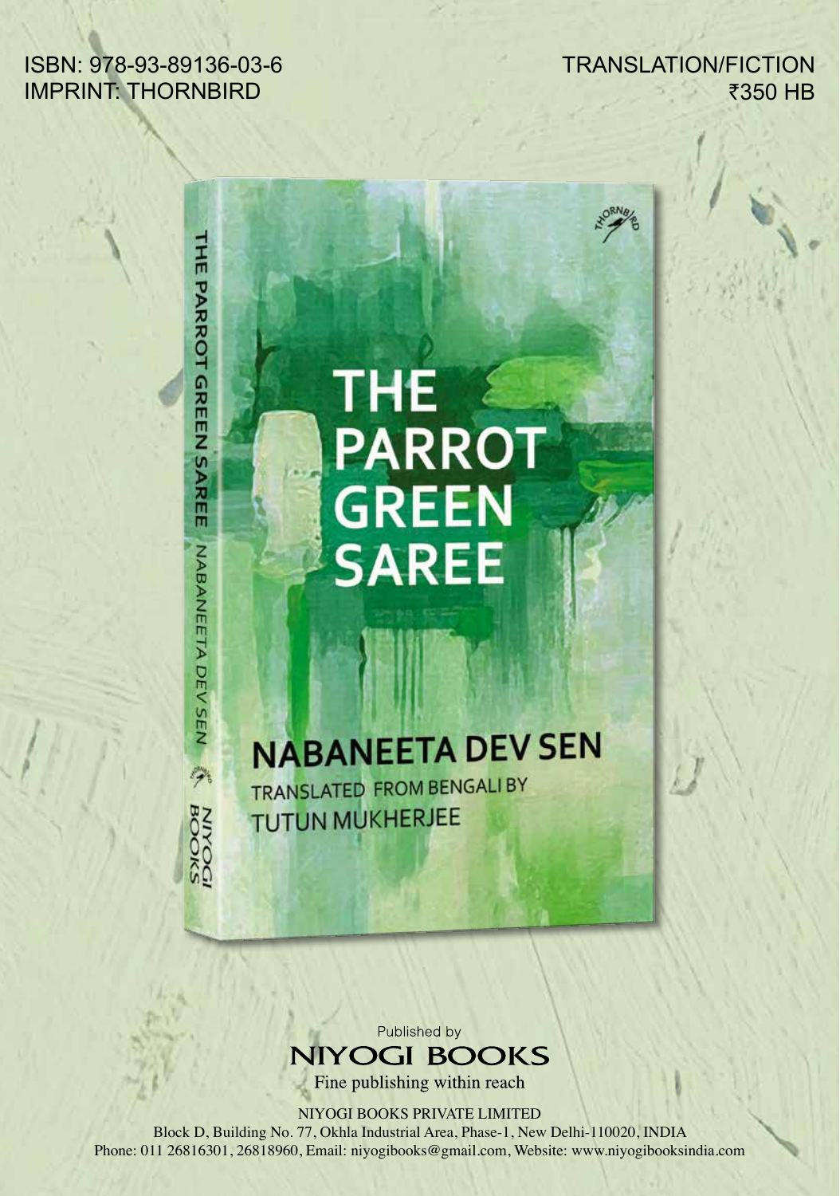ISBN: 978-93-89136-03-6
IMPRINT: THORNBIRD

TRANSLATION/FICTION
₹350 HB

# THE PARROT GREEN SAREE

## NABANEETA DEV SEN

TRANSLATED FROM BENGALI BY
TUTUN MUKHERJEE

Published by
**NIYOGI BOOKS**
Fine publishing within reach

NIYOGI BOOKS PRIVATE LIMITED
Block D, Building No. 77, Okhla Industrial Area, Phase-1, New Delhi-110020, INDIA
Phone: 011 26816301, 26818960, Email: niyogibooks@gmail.com, Website: www.niyogibooksindia.com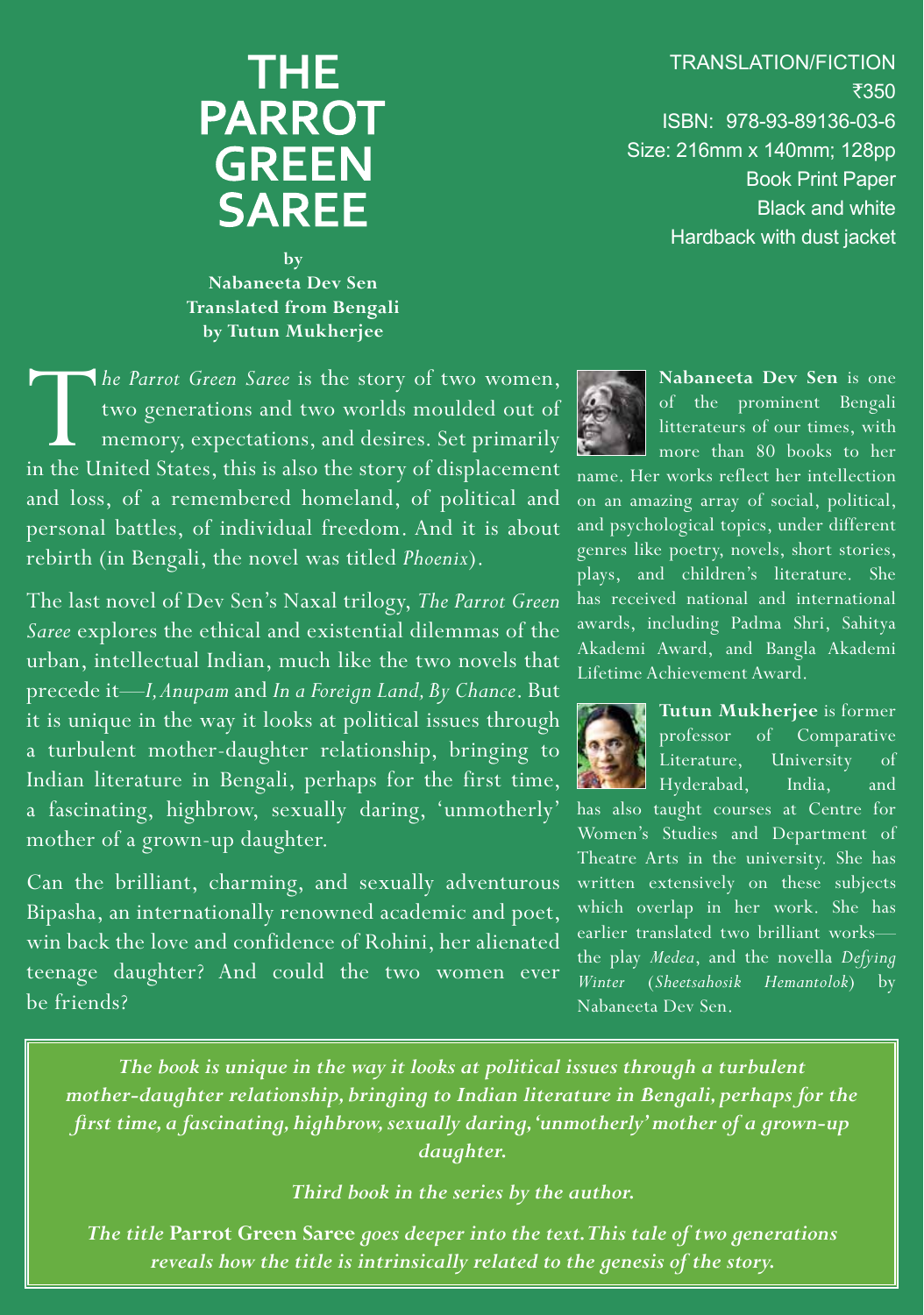# THE PARROT GREEN SAREE

**by**
**Nabaneeta Dev Sen**
**Translated from Bengali**
**by Tutun Mukherjee**

TRANSLATION/FICTION
₹350
ISBN: 978-93-89136-03-6
Size: 216mm x 140mm; 128pp
Book Print Paper
Black and white
Hardback with dust jacket

*The Parrot Green Saree* is the story of two women, two generations and two worlds moulded out of memory, expectations, and desires. Set primarily in the United States, this is also the story of displacement and loss, of a remembered homeland, of political and personal battles, of individual freedom. And it is about rebirth (in Bengali, the novel was titled *Phoenix*).

The last novel of Dev Sen's Naxal trilogy, *The Parrot Green Saree* explores the ethical and existential dilemmas of the urban, intellectual Indian, much like the two novels that precede it—*I, Anupam* and *In a Foreign Land, By Chance*. But it is unique in the way it looks at political issues through a turbulent mother-daughter relationship, bringing to Indian literature in Bengali, perhaps for the first time, a fascinating, highbrow, sexually daring, 'unmotherly' mother of a grown-up daughter.

Can the brilliant, charming, and sexually adventurous Bipasha, an internationally renowned academic and poet, win back the love and confidence of Rohini, her alienated teenage daughter? And could the two women ever be friends?

**Nabaneeta Dev Sen** is one of the prominent Bengali litterateurs of our times, with more than 80 books to her name. Her works reflect her intellection on an amazing array of social, political, and psychological topics, under different genres like poetry, novels, short stories, plays, and children's literature. She has received national and international awards, including Padma Shri, Sahitya Akademi Award, and Bangla Akademi Lifetime Achievement Award.

**Tutun Mukherjee** is former professor of Comparative Literature, University of Hyderabad, India, and has also taught courses at Centre for Women's Studies and Department of Theatre Arts in the university. She has written extensively on these subjects which overlap in her work. She has earlier translated two brilliant works—the play *Medea*, and the novella *Defying Winter* (*Sheetsahosik Hemantolok*) by Nabaneeta Dev Sen.

***The book is unique in the way it looks at political issues through a turbulent mother-daughter relationship, bringing to Indian literature in Bengali, perhaps for the first time, a fascinating, highbrow, sexually daring, 'unmotherly' mother of a grown-up daughter.***

***Third book in the series by the author.***

*The title* **Parrot Green Saree** *goes deeper into the text. This tale of two generations reveals how the title is intrinsically related to the genesis of the story.*